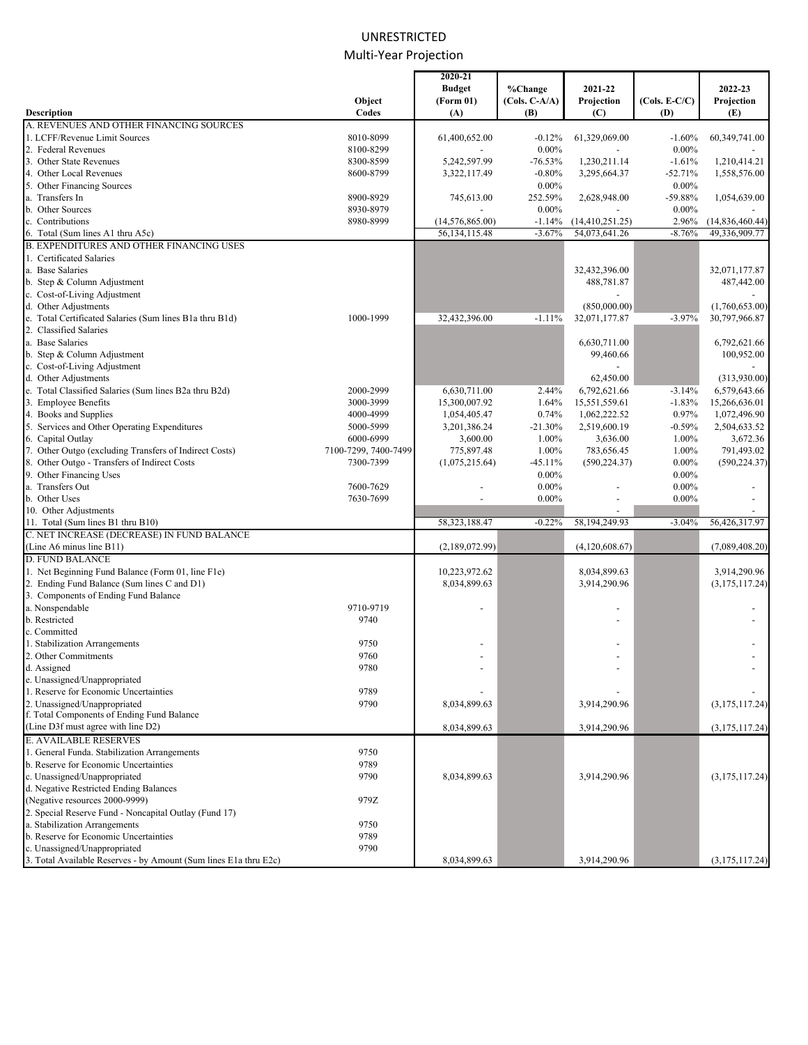# UNRESTRICTED

## Multi-Year Projection

| Description | Object Codes | 2020-21 Budget (Form 01) (A) | %Change (Cols. C-A/A) (B) | 2021-22 Projection (C) | (Cols. E-C/C) (D) | 2022-23 Projection (E) |
|---|---|---|---|---|---|---|
| A. REVENUES AND OTHER FINANCING SOURCES | | | | | | |
| 1. LCFF/Revenue Limit Sources | 8010-8099 | 61,400,652.00 | -0.12% | 61,329,069.00 | -1.60% | 60,349,741.00 |
| 2. Federal Revenues | 8100-8299 | - | 0.00% | - | 0.00% | - |
| 3. Other State Revenues | 8300-8599 | 5,242,597.99 | -76.53% | 1,230,211.14 | -1.61% | 1,210,414.21 |
| 4. Other Local Revenues | 8600-8799 | 3,322,117.49 | -0.80% | 3,295,664.37 | -52.71% | 1,558,576.00 |
| 5. Other Financing Sources | | | 0.00% | | 0.00% | |
| a. Transfers In | 8900-8929 | 745,613.00 | 252.59% | 2,628,948.00 | -59.88% | 1,054,639.00 |
| b. Other Sources | 8930-8979 | - | 0.00% | - | 0.00% | - |
| c. Contributions | 8980-8999 | (14,576,865.00) | -1.14% | (14,410,251.25) | 2.96% | (14,836,460.44) |
| 6. Total (Sum lines A1 thru A5c) | | 56,134,115.48 | -3.67% | 54,073,641.26 | -8.76% | 49,336,909.77 |
| B. EXPENDITURES AND OTHER FINANCING USES | | | | | | |
| 1. Certificated Salaries | | | | | | |
| a. Base Salaries | | | | 32,432,396.00 | | 32,071,177.87 |
| b. Step & Column Adjustment | | | | 488,781.87 | | 487,442.00 |
| c. Cost-of-Living Adjustment | | | | - | | - |
| d. Other Adjustments | | | | (850,000.00) | | (1,760,653.00) |
| e. Total Certificated Salaries (Sum lines B1a thru B1d) | 1000-1999 | 32,432,396.00 | -1.11% | 32,071,177.87 | -3.97% | 30,797,966.87 |
| 2. Classified Salaries | | | | | | |
| a. Base Salaries | | | | 6,630,711.00 | | 6,792,621.66 |
| b. Step & Column Adjustment | | | | 99,460.66 | | 100,952.00 |
| c. Cost-of-Living Adjustment | | | | - | | - |
| d. Other Adjustments | | | | 62,450.00 | | (313,930.00) |
| e. Total Classified Salaries (Sum lines B2a thru B2d) | 2000-2999 | 6,630,711.00 | 2.44% | 6,792,621.66 | -3.14% | 6,579,643.66 |
| 3. Employee Benefits | 3000-3999 | 15,300,007.92 | 1.64% | 15,551,559.61 | -1.83% | 15,266,636.01 |
| 4. Books and Supplies | 4000-4999 | 1,054,405.47 | 0.74% | 1,062,222.52 | 0.97% | 1,072,496.90 |
| 5. Services and Other Operating Expenditures | 5000-5999 | 3,201,386.24 | -21.30% | 2,519,600.19 | -0.59% | 2,504,633.52 |
| 6. Capital Outlay | 6000-6999 | 3,600.00 | 1.00% | 3,636.00 | 1.00% | 3,672.36 |
| 7. Other Outgo (excluding Transfers of Indirect Costs) | 7100-7299, 7400-7499 | 775,897.48 | 1.00% | 783,656.45 | 1.00% | 791,493.02 |
| 8. Other Outgo - Transfers of Indirect Costs | 7300-7399 | (1,075,215.64) | -45.11% | (590,224.37) | 0.00% | (590,224.37) |
| 9. Other Financing Uses | | | 0.00% | | 0.00% | |
| a. Transfers Out | 7600-7629 | - | 0.00% | - | 0.00% | - |
| b. Other Uses | 7630-7699 | - | 0.00% | - | 0.00% | - |
| 10. Other Adjustments | | | | - | | - |
| 11. Total (Sum lines B1 thru B10) | | 58,323,188.47 | -0.22% | 58,194,249.93 | -3.04% | 56,426,317.97 |
| C. NET INCREASE (DECREASE) IN FUND BALANCE (Line A6 minus line B11) | | (2,189,072.99) | | (4,120,608.67) | | (7,089,408.20) |
| D. FUND BALANCE | | | | | | |
| 1. Net Beginning Fund Balance (Form 01, line F1e) | | 10,223,972.62 | | 8,034,899.63 | | 3,914,290.96 |
| 2. Ending Fund Balance (Sum lines C and D1) | | 8,034,899.63 | | 3,914,290.96 | | (3,175,117.24) |
| 3. Components of Ending Fund Balance | | | | | | |
| a. Nonspendable | 9710-9719 | - | | - | | - |
| b. Restricted | 9740 | | | - | | - |
| c. Committed | | | | | | |
| 1. Stabilization Arrangements | 9750 | - | | - | | - |
| 2. Other Commitments | 9760 | - | | - | | - |
| d. Assigned | 9780 | - | | - | | - |
| e. Unassigned/Unappropriated | | | | | | |
| 1. Reserve for Economic Uncertainties | 9789 | - | | - | | - |
| 2. Unassigned/Unappropriated | 9790 | 8,034,899.63 | | 3,914,290.96 | | (3,175,117.24) |
| f. Total Components of Ending Fund Balance (Line D3f must agree with line D2) | | 8,034,899.63 | | 3,914,290.96 | | (3,175,117.24) |
| E. AVAILABLE RESERVES | | | | | | |
| 1. General Funda. Stabilization Arrangements | 9750 | | | | | |
| b. Reserve for Economic Uncertainties | 9789 | | | | | |
| c. Unassigned/Unappropriated | 9790 | 8,034,899.63 | | 3,914,290.96 | | (3,175,117.24) |
| d. Negative Restricted Ending Balances (Negative resources 2000-9999) | 979Z | | | | | |
| 2. Special Reserve Fund - Noncapital Outlay (Fund 17) | | | | | | |
| a. Stabilization Arrangements | 9750 | | | | | |
| b. Reserve for Economic Uncertainties | 9789 | | | | | |
| c. Unassigned/Unappropriated | 9790 | | | | | |
| 3. Total Available Reserves - by Amount (Sum lines E1a thru E2c) | | 8,034,899.63 | | 3,914,290.96 | | (3,175,117.24) |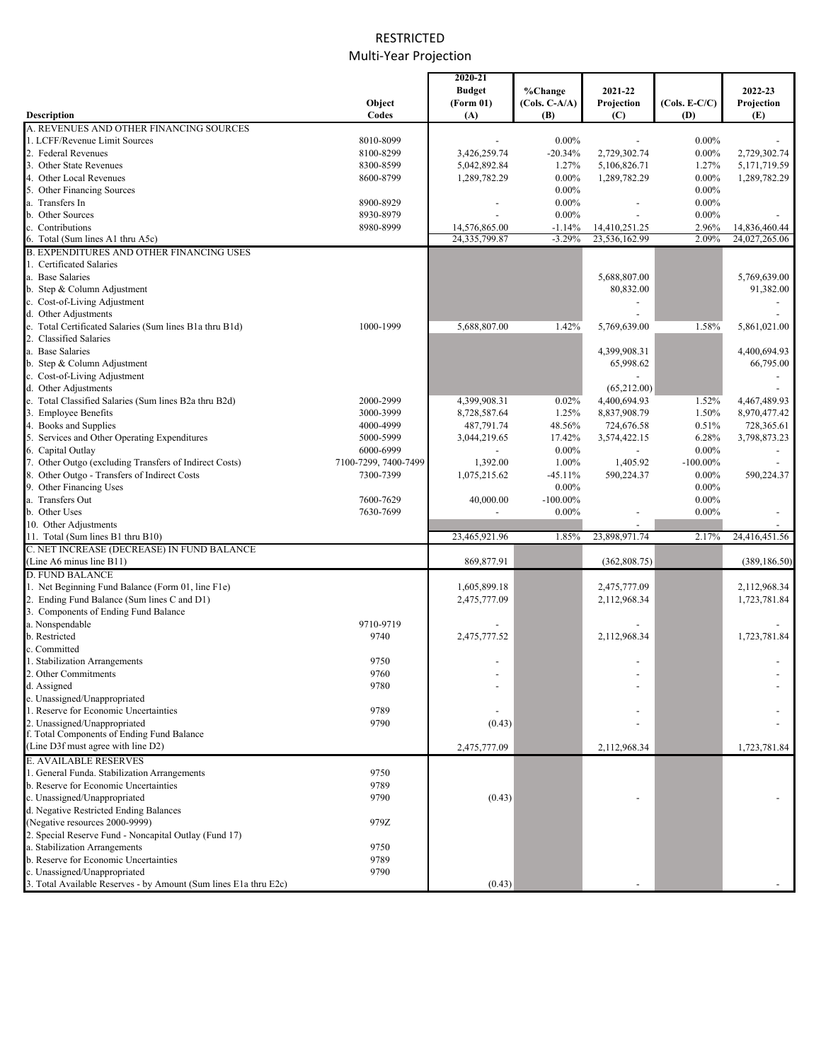# RESTRICTED
## Multi-Year Projection

| Description | Object Codes | 2020-21 Budget (Form 01) (A) | %Change (Cols. C-A/A) (B) | 2021-22 Projection (C) | (Cols. E-C/C) (D) | 2022-23 Projection (E) |
|---|---|---|---|---|---|---|
| A. REVENUES AND OTHER FINANCING SOURCES | | | | | | |
| 1. LCFF/Revenue Limit Sources | 8010-8099 | - | 0.00% | - | 0.00% | - |
| 2. Federal Revenues | 8100-8299 | 3,426,259.74 | -20.34% | 2,729,302.74 | 0.00% | 2,729,302.74 |
| 3. Other State Revenues | 8300-8599 | 5,042,892.84 | 1.27% | 5,106,826.71 | 1.27% | 5,171,719.59 |
| 4. Other Local Revenues | 8600-8799 | 1,289,782.29 | 0.00% | 1,289,782.29 | 0.00% | 1,289,782.29 |
| 5. Other Financing Sources | | | 0.00% | | 0.00% | |
| a. Transfers In | 8900-8929 | - | 0.00% | - | 0.00% | |
| b. Other Sources | 8930-8979 | - | 0.00% | - | 0.00% | - |
| c. Contributions | 8980-8999 | 14,576,865.00 | -1.14% | 14,410,251.25 | 2.96% | 14,836,460.44 |
| 6. Total (Sum lines A1 thru A5c) | | 24,335,799.87 | -3.29% | 23,536,162.99 | 2.09% | 24,027,265.06 |
| B. EXPENDITURES AND OTHER FINANCING USES | | | | | | |
| 1. Certificated Salaries | | | | | | |
| a. Base Salaries | | | | 5,688,807.00 | | 5,769,639.00 |
| b. Step & Column Adjustment | | | | 80,832.00 | | 91,382.00 |
| c. Cost-of-Living Adjustment | | | | - | | - |
| d. Other Adjustments | | | | - | | - |
| e. Total Certificated Salaries (Sum lines B1a thru B1d) | 1000-1999 | 5,688,807.00 | 1.42% | 5,769,639.00 | 1.58% | 5,861,021.00 |
| 2. Classified Salaries | | | | | | |
| a. Base Salaries | | | | 4,399,908.31 | | 4,400,694.93 |
| b. Step & Column Adjustment | | | | 65,998.62 | | 66,795.00 |
| c. Cost-of-Living Adjustment | | | | - | | - |
| d. Other Adjustments | | | | (65,212.00) | | - |
| e. Total Classified Salaries (Sum lines B2a thru B2d) | 2000-2999 | 4,399,908.31 | 0.02% | 4,400,694.93 | 1.52% | 4,467,489.93 |
| 3. Employee Benefits | 3000-3999 | 8,728,587.64 | 1.25% | 8,837,908.79 | 1.50% | 8,970,477.42 |
| 4. Books and Supplies | 4000-4999 | 487,791.74 | 48.56% | 724,676.58 | 0.51% | 728,365.61 |
| 5. Services and Other Operating Expenditures | 5000-5999 | 3,044,219.65 | 17.42% | 3,574,422.15 | 6.28% | 3,798,873.23 |
| 6. Capital Outlay | 6000-6999 | - | 0.00% | - | 0.00% | - |
| 7. Other Outgo (excluding Transfers of Indirect Costs) | 7100-7299, 7400-7499 | 1,392.00 | 1.00% | 1,405.92 | -100.00% | - |
| 8. Other Outgo - Transfers of Indirect Costs | 7300-7399 | 1,075,215.62 | -45.11% | 590,224.37 | 0.00% | 590,224.37 |
| 9. Other Financing Uses | | | 0.00% | | 0.00% | |
| a. Transfers Out | 7600-7629 | 40,000.00 | -100.00% | | 0.00% | |
| b. Other Uses | 7630-7699 | - | 0.00% | - | 0.00% | - |
| 10. Other Adjustments | | | | - | | - |
| 11. Total (Sum lines B1 thru B10) | | 23,465,921.96 | 1.85% | 23,898,971.74 | 2.17% | 24,416,451.56 |
| C. NET INCREASE (DECREASE) IN FUND BALANCE (Line A6 minus line B11) | | 869,877.91 | | (362,808.75) | | (389,186.50) |
| D. FUND BALANCE | | | | | | |
| 1. Net Beginning Fund Balance (Form 01, line F1e) | | 1,605,899.18 | | 2,475,777.09 | | 2,112,968.34 |
| 2. Ending Fund Balance (Sum lines C and D1) | | 2,475,777.09 | | 2,112,968.34 | | 1,723,781.84 |
| 3. Components of Ending Fund Balance | | | | | | |
| a. Nonspendable | 9710-9719 | - | | - | | - |
| b. Restricted | 9740 | 2,475,777.52 | | 2,112,968.34 | | 1,723,781.84 |
| c. Committed | | | | | | |
| 1. Stabilization Arrangements | 9750 | - | | - | | - |
| 2. Other Commitments | 9760 | - | | - | | - |
| d. Assigned | 9780 | - | | - | | - |
| e. Unassigned/Unappropriated | | | | | | |
| 1. Reserve for Economic Uncertainties | 9789 | - | | - | | - |
| 2. Unassigned/Unappropriated | 9790 | (0.43) | | - | | - |
| f. Total Components of Ending Fund Balance (Line D3f must agree with line D2) | | 2,475,777.09 | | 2,112,968.34 | | 1,723,781.84 |
| E. AVAILABLE RESERVES | | | | | | |
| 1. General Funda. Stabilization Arrangements | 9750 | | | | | |
| b. Reserve for Economic Uncertainties | 9789 | | | | | |
| c. Unassigned/Unappropriated | 9790 | (0.43) | | - | | - |
| d. Negative Restricted Ending Balances (Negative resources 2000-9999) | 979Z | | | | | |
| 2. Special Reserve Fund - Noncapital Outlay (Fund 17) | | | | | | |
| a. Stabilization Arrangements | 9750 | | | | | |
| b. Reserve for Economic Uncertainties | 9789 | | | | | |
| c. Unassigned/Unappropriated | 9790 | | | | | |
| 3. Total Available Reserves - by Amount (Sum lines E1a thru E2c) | | (0.43) | | - | | - |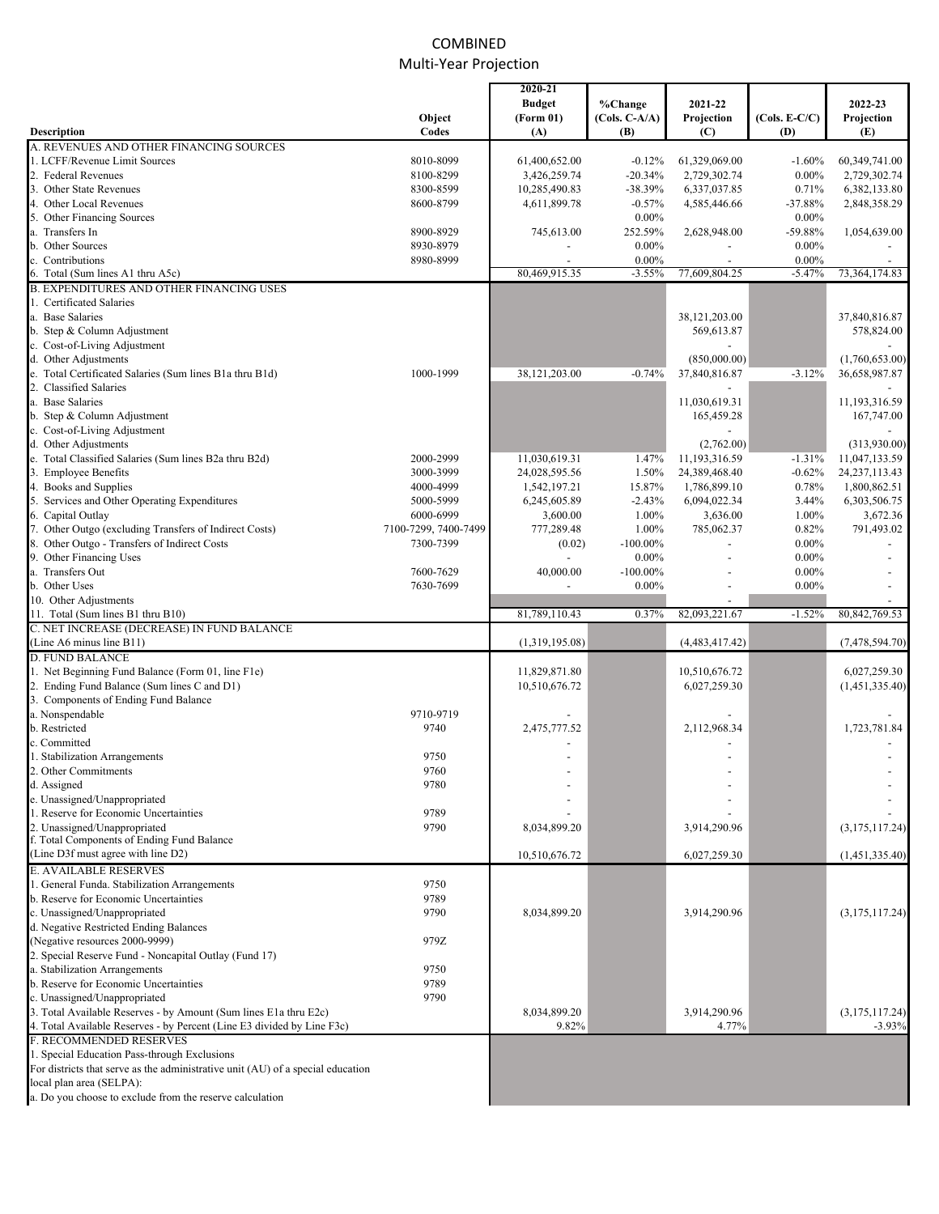# COMBINED

## Multi-Year Projection

| Description | Object Codes | 2020-21 Budget (Form 01) (A) | %Change (Cols. C-A/A) (B) | 2021-22 Projection (C) | (Cols. E-C/C) (D) | 2022-23 Projection (E) |
|---|---|---|---|---|---|---|
| A. REVENUES AND OTHER FINANCING SOURCES | | | | | | |
| 1. LCFF/Revenue Limit Sources | 8010-8099 | 61,400,652.00 | -0.12% | 61,329,069.00 | -1.60% | 60,349,741.00 |
| 2. Federal Revenues | 8100-8299 | 3,426,259.74 | -20.34% | 2,729,302.74 | 0.00% | 2,729,302.74 |
| 3. Other State Revenues | 8300-8599 | 10,285,490.83 | -38.39% | 6,337,037.85 | 0.71% | 6,382,133.80 |
| 4. Other Local Revenues | 8600-8799 | 4,611,899.78 | -0.57% | 4,585,446.66 | -37.88% | 2,848,358.29 |
| 5. Other Financing Sources | | | 0.00% | | 0.00% | |
| a. Transfers In | 8900-8929 | 745,613.00 | 252.59% | 2,628,948.00 | -59.88% | 1,054,639.00 |
| b. Other Sources | 8930-8979 | - | 0.00% | - | 0.00% | - |
| c. Contributions | 8980-8999 | - | 0.00% | - | 0.00% | - |
| 6. Total (Sum lines A1 thru A5c) | | 80,469,915.35 | -3.55% | 77,609,804.25 | -5.47% | 73,364,174.83 |
| B. EXPENDITURES AND OTHER FINANCING USES | | | | | | |
| 1. Certificated Salaries | | | | | | |
| a. Base Salaries | | | | 38,121,203.00 | | 37,840,816.87 |
| b. Step & Column Adjustment | | | | 569,613.87 | | 578,824.00 |
| c. Cost-of-Living Adjustment | | | | - | | - |
| d. Other Adjustments | | | | (850,000.00) | | (1,760,653.00) |
| e. Total Certificated Salaries (Sum lines B1a thru B1d) | 1000-1999 | 38,121,203.00 | -0.74% | 37,840,816.87 | -3.12% | 36,658,987.87 |
| 2. Classified Salaries | | | | - | | |
| a. Base Salaries | | | | 11,030,619.31 | | 11,193,316.59 |
| b. Step & Column Adjustment | | | | 165,459.28 | | 167,747.00 |
| c. Cost-of-Living Adjustment | | | | - | | - |
| d. Other Adjustments | | | | (2,762.00) | | (313,930.00) |
| e. Total Classified Salaries (Sum lines B2a thru B2d) | 2000-2999 | 11,030,619.31 | 1.47% | 11,193,316.59 | -1.31% | 11,047,133.59 |
| 3. Employee Benefits | 3000-3999 | 24,028,595.56 | 1.50% | 24,389,468.40 | -0.62% | 24,237,113.43 |
| 4. Books and Supplies | 4000-4999 | 1,542,197.21 | 15.87% | 1,786,899.10 | 0.78% | 1,800,862.51 |
| 5. Services and Other Operating Expenditures | 5000-5999 | 6,245,605.89 | -2.43% | 6,094,022.34 | 3.44% | 6,303,506.75 |
| 6. Capital Outlay | 6000-6999 | 3,600.00 | 1.00% | 3,636.00 | 1.00% | 3,672.36 |
| 7. Other Outgo (excluding Transfers of Indirect Costs) | 7100-7299, 7400-7499 | 777,289.48 | 1.00% | 785,062.37 | 0.82% | 791,493.02 |
| 8. Other Outgo - Transfers of Indirect Costs | 7300-7399 | (0.02) | -100.00% | - | 0.00% | - |
| 9. Other Financing Uses | | - | 0.00% | - | 0.00% | - |
| a. Transfers Out | 7600-7629 | 40,000.00 | -100.00% | - | 0.00% | - |
| b. Other Uses | 7630-7699 | - | 0.00% | - | 0.00% | - |
| 10. Other Adjustments | | | | - | | - |
| 11. Total (Sum lines B1 thru B10) | | 81,789,110.43 | 0.37% | 82,093,221.67 | -1.52% | 80,842,769.53 |
| C. NET INCREASE (DECREASE) IN FUND BALANCE (Line A6 minus line B11) | | (1,319,195.08) | | (4,483,417.42) | | (7,478,594.70) |
| D. FUND BALANCE | | | | | | |
| 1. Net Beginning Fund Balance (Form 01, line F1e) | | 11,829,871.80 | | 10,510,676.72 | | 6,027,259.30 |
| 2. Ending Fund Balance (Sum lines C and D1) | | 10,510,676.72 | | 6,027,259.30 | | (1,451,335.40) |
| 3. Components of Ending Fund Balance | | | | | | |
| a. Nonspendable | 9710-9719 | - | | - | | - |
| b. Restricted | 9740 | 2,475,777.52 | | 2,112,968.34 | | 1,723,781.84 |
| c. Committed | | - | | - | | - |
| 1. Stabilization Arrangements | 9750 | - | | - | | - |
| 2. Other Commitments | 9760 | - | | - | | - |
| d. Assigned | 9780 | - | | - | | - |
| e. Unassigned/Unappropriated | | - | | - | | - |
| 1. Reserve for Economic Uncertainties | 9789 | - | | - | | - |
| 2. Unassigned/Unappropriated | 9790 | 8,034,899.20 | | 3,914,290.96 | | (3,175,117.24) |
| f. Total Components of Ending Fund Balance (Line D3f must agree with line D2) | | 10,510,676.72 | | 6,027,259.30 | | (1,451,335.40) |
| E. AVAILABLE RESERVES | | | | | | |
| 1. General Funda. Stabilization Arrangements | 9750 | | | | | |
| b. Reserve for Economic Uncertainties | 9789 | | | | | |
| c. Unassigned/Unappropriated | 9790 | 8,034,899.20 | | 3,914,290.96 | | (3,175,117.24) |
| d. Negative Restricted Ending Balances (Negative resources 2000-9999) | 979Z | | | | | |
| 2. Special Reserve Fund - Noncapital Outlay (Fund 17) | | | | | | |
| a. Stabilization Arrangements | 9750 | | | | | |
| b. Reserve for Economic Uncertainties | 9789 | | | | | |
| c. Unassigned/Unappropriated | 9790 | | | | | |
| 3. Total Available Reserves - by Amount (Sum lines E1a thru E2c) | | 8,034,899.20 | | 3,914,290.96 | | (3,175,117.24) |
| 4. Total Available Reserves - by Percent (Line E3 divided by Line F3c) | | 9.82% | | 4.77% | | -3.93% |
| F. RECOMMENDED RESERVES | | | | | | |
| 1. Special Education Pass-through Exclusions | | | | | | |
| For districts that serve as the administrative unit (AU) of a special education local plan area (SELPA): | | | | | | |
| a. Do you choose to exclude from the reserve calculation | | | | | | |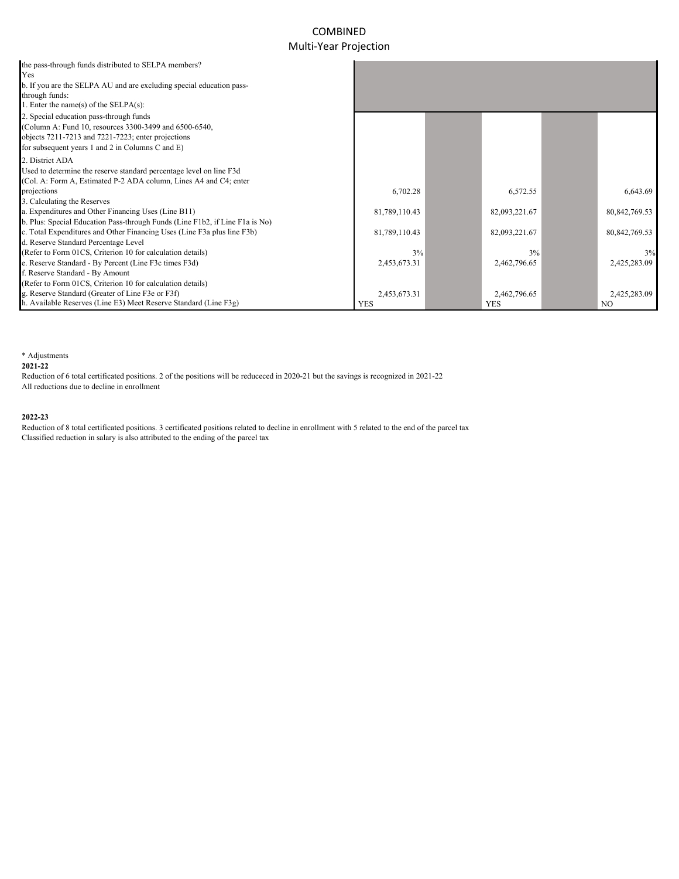# COMBINED
## Multi-Year Projection

| | | | | | |
|---|---|---|---|---|---|
| the pass-through funds distributed to SELPA members?<br>Yes | | | | | |
| b. If you are the SELPA AU and are excluding special education pass-through funds:<br>1. Enter the name(s) of the SELPA(s): | | | | | |
| 2. Special education pass-through funds<br>(Column A: Fund 10, resources 3300-3499 and 6500-6540, objects 7211-7213 and 7221-7223; enter projections for subsequent years 1 and 2 in Columns C and E) | | | | | |
| 2. District ADA<br>Used to determine the reserve standard percentage level on line F3d<br>(Col. A: Form A, Estimated P-2 ADA column, Lines A4 and C4; enter projections | 6,702.28 | | 6,572.55 | | 6,643.69 |
| 3. Calculating the Reserves | | | | | |
| a. Expenditures and Other Financing Uses (Line B11) | 81,789,110.43 | | 82,093,221.67 | | 80,842,769.53 |
| b. Plus: Special Education Pass-through Funds (Line F1b2, if Line F1a is No) | | | | | |
| c. Total Expenditures and Other Financing Uses (Line F3a plus line F3b) | 81,789,110.43 | | 82,093,221.67 | | 80,842,769.53 |
| d. Reserve Standard Percentage Level<br>(Refer to Form 01CS, Criterion 10 for calculation details) | 3% | | 3% | | 3% |
| e. Reserve Standard - By Percent (Line F3c times F3d) | 2,453,673.31 | | 2,462,796.65 | | 2,425,283.09 |
| f. Reserve Standard - By Amount<br>(Refer to Form 01CS, Criterion 10 for calculation details) | | | | | |
| g. Reserve Standard (Greater of Line F3e or F3f) | 2,453,673.31 | | 2,462,796.65 | | 2,425,283.09 |
| h. Available Reserves (Line E3) Meet Reserve Standard (Line F3g) | YES | | YES | | NO |

\* Adjustments

**2021-22**

Reduction of 6 total certificated positions. 2 of the positions will be reduceced in 2020-21 but the savings is recognized in 2021-22
All reductions due to decline in enrollment

**2022-23**

Reduction of 8 total certificated positions. 3 certificated positions related to decline in enrollment with 5 related to the end of the parcel tax
Classified reduction in salary is also attributed to the ending of the parcel tax